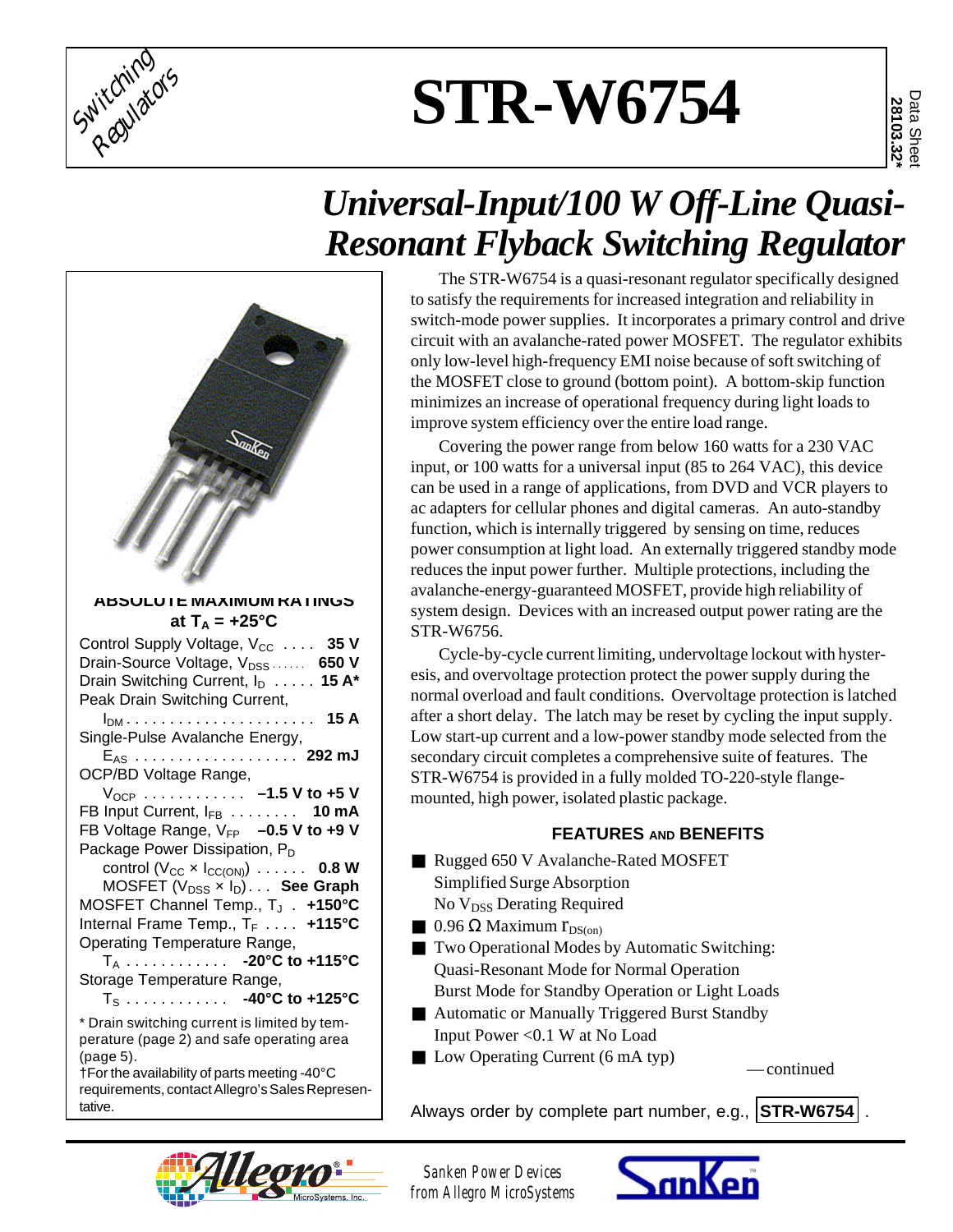# STR-W6754

Data Sheet 28103.32*

## *Universal-Input/100 W Off-Line Quasi-Resonant Flyback Switching Regulator*

The STR-W6754 is a quasi-resonant regulator specifically designed to satisfy the requirements for increased integration and reliability in switch-mode power supplies. It incorporates a primary control and drive circuit with an avalanche-rated power MOSFET. The regulator exhibits only low-level high-frequency EMI noise because of soft switching of the MOSFET close to ground (bottom point). A bottom-skip function minimizes an increase of operational frequency during light loads to improve system efficiency over the entire load range.

Covering the power range from below 160 watts for a 230 VAC input, or 100 watts for a universal input (85 to 264 VAC), this device can be used in a range of applications, from DVD and VCR players to ac adapters for cellular phones and digital cameras. An auto-standby function, which is internally triggered by sensing on time, reduces power consumption at light load. An externally triggered standby mode reduces the input power further. Multiple protections, including the avalanche-energy-guaranteed MOSFET, provide high reliability of system design. Devices with an increased output power rating are the STR-W6756.

Cycle-by-cycle current limiting, undervoltage lockout with hysteresis, and overvoltage protection protect the power supply during the normal overload and fault conditions. Overvoltage protection is latched after a short delay. The latch may be reset by cycling the input supply. Low start-up current and a low-power standby mode selected from the secondary circuit completes a comprehensive suite of features. The STR-W6754 is provided in a fully molded TO-220-style flange-mounted, high power, isolated plastic package.

### ABSOLUTE MAXIMUM RATINGS at $T_A$ = +25°C

Control Supply Voltage, $V_{CC}$ .... **35 V**
Drain-Source Voltage, $V_{DSS}$ ...... **650 V**
Drain Switching Current, $I_D$ ..... **15 A***
Peak Drain Switching Current, $I_{DM}$ ...................... **15 A**
Single-Pulse Avalanche Energy, $E_{AS}$ ................... **292 mJ**
OCP/BD Voltage Range, $V_{OCP}$ ............ **–1.5 V to +5 V**
FB Input Current, $I_{FB}$ ........ **10 mA**
FB Voltage Range, $V_{FP}$ **–0.5 V to +9 V**
Package Power Dissipation, $P_D$
control ($V_{CC} \times I_{CC(ON)}$) ...... **0.8 W**
MOSFET ($V_{DSS} \times I_D$)... **See Graph**
MOSFET Channel Temp., $T_J$ . **+150°C**
Internal Frame Temp., $T_F$ .... **+115°C**
Operating Temperature Range, $T_A$ ............ **-20°C to +115°C**
Storage Temperature Range, $T_S$ ............ **-40°C to +125°C**

\* Drain switching current is limited by temperature (page 2) and safe operating area (page 5).
†For the availability of parts meeting -40°C requirements, contact Allegro's Sales Representative.

### FEATURES AND BENEFITS

- Rugged 650 V Avalanche-Rated MOSFET
  Simplified Surge Absorption
  No $V_{DSS}$ Derating Required
- 0.96 Ω Maximum $r_{DS(on)}$
- Two Operational Modes by Automatic Switching:
  Quasi-Resonant Mode for Normal Operation
  Burst Mode for Standby Operation or Light Loads
- Automatic or Manually Triggered Burst Standby
  Input Power <0.1 W at No Load
- Low Operating Current (6 mA typ)

— continued

Always order by complete part number, e.g., **STR-W6754** .

Sanken Power Devices from Allegro MicroSystems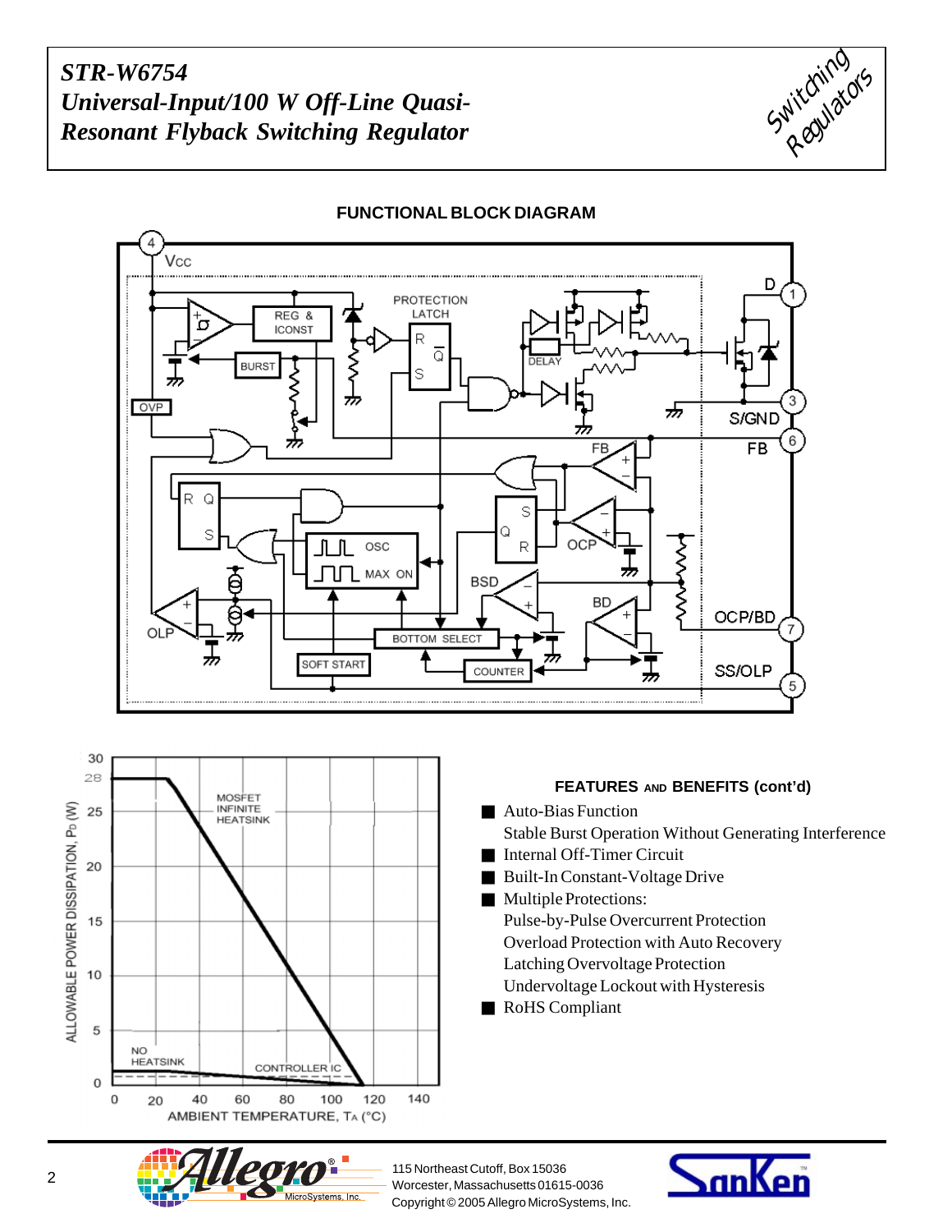# STR-W6754
# Universal-Input/100 W Off-Line Quasi-Resonant Flyback Switching Regulator

## FUNCTIONAL BLOCK DIAGRAM

## FEATURES AND BENEFITS (cont'd)

- Auto-Bias Function
  Stable Burst Operation Without Generating Interference
- Internal Off-Timer Circuit
- Built-In Constant-Voltage Drive
- Multiple Protections:
  Pulse-by-Pulse Overcurrent Protection
  Overload Protection with Auto Recovery
  Latching Overvoltage Protection
  Undervoltage Lockout with Hysteresis
- RoHS Compliant

115 Northeast Cutoff, Box 15036
Worcester, Massachusetts 01615-0036
Copyright © 2005 Allegro MicroSystems, Inc.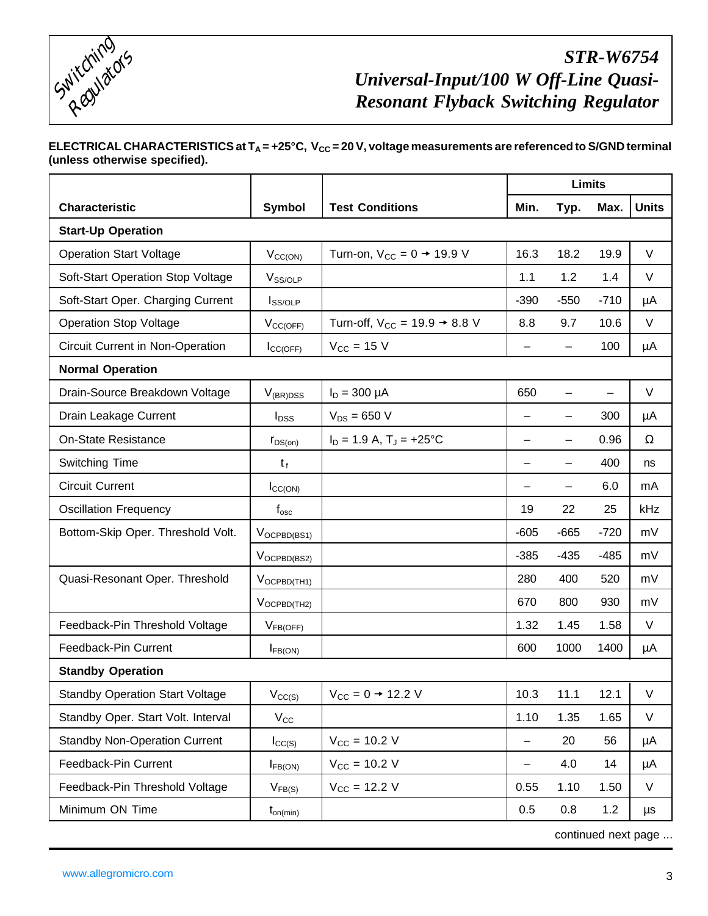# STR-W6754

## *Universal-Input/100 W Off-Line Quasi-Resonant Flyback Switching Regulator*

**ELECTRICAL CHARACTERISTICS at $T_A$ = +25°C, $V_{CC}$ = 20 V, voltage measurements are referenced to S/GND terminal (unless otherwise specified).**

| Characteristic | Symbol | Test Conditions | Limits | | | Units |
|---|---|---|---|---|---|---|
| | | | Min. | Typ. | Max. | |
| **Start-Up Operation** | | | | | | |
| Operation Start Voltage | $V_{CC(ON)}$ | Turn-on, $V_{CC}$ = 0 → 19.9 V | 16.3 | 18.2 | 19.9 | V |
| Soft-Start Operation Stop Voltage | $V_{SS/OLP}$ | | 1.1 | 1.2 | 1.4 | V |
| Soft-Start Oper. Charging Current | $I_{SS/OLP}$ | | -390 | -550 | -710 | µA |
| Operation Stop Voltage | $V_{CC(OFF)}$ | Turn-off, $V_{CC}$ = 19.9 → 8.8 V | 8.8 | 9.7 | 10.6 | V |
| Circuit Current in Non-Operation | $I_{CC(OFF)}$ | $V_{CC}$ = 15 V | – | – | 100 | µA |
| **Normal Operation** | | | | | | |
| Drain-Source Breakdown Voltage | $V_{(BR)DSS}$ | $I_D$ = 300 µA | 650 | – | – | V |
| Drain Leakage Current | $I_{DSS}$ | $V_{DS}$ = 650 V | – | – | 300 | µA |
| On-State Resistance | $r_{DS(on)}$ | $I_D$ = 1.9 A, $T_J$ = +25°C | – | – | 0.96 | Ω |
| Switching Time | $t_f$ | | – | – | 400 | ns |
| Circuit Current | $I_{CC(ON)}$ | | – | – | 6.0 | mA |
| Oscillation Frequency | $f_{osc}$ | | 19 | 22 | 25 | kHz |
| Bottom-Skip Oper. Threshold Volt. | $V_{OCPBD(BS1)}$ | | -605 | -665 | -720 | mV |
| | $V_{OCPBD(BS2)}$ | | -385 | -435 | -485 | mV |
| Quasi-Resonant Oper. Threshold | $V_{OCPBD(TH1)}$ | | 280 | 400 | 520 | mV |
| | $V_{OCPBD(TH2)}$ | | 670 | 800 | 930 | mV |
| Feedback-Pin Threshold Voltage | $V_{FB(OFF)}$ | | 1.32 | 1.45 | 1.58 | V |
| Feedback-Pin Current | $I_{FB(ON)}$ | | 600 | 1000 | 1400 | µA |
| **Standby Operation** | | | | | | |
| Standby Operation Start Voltage | $V_{CC(S)}$ | $V_{CC}$ = 0 → 12.2 V | 10.3 | 11.1 | 12.1 | V |
| Standby Oper. Start Volt. Interval | $V_{CC}$ | | 1.10 | 1.35 | 1.65 | V |
| Standby Non-Operation Current | $I_{CC(S)}$ | $V_{CC}$ = 10.2 V | – | 20 | 56 | µA |
| Feedback-Pin Current | $I_{FB(ON)}$ | $V_{CC}$ = 10.2 V | – | 4.0 | 14 | µA |
| Feedback-Pin Threshold Voltage | $V_{FB(S)}$ | $V_{CC}$ = 12.2 V | 0.55 | 1.10 | 1.50 | V |
| Minimum ON Time | $t_{on(min)}$ | | 0.5 | 0.8 | 1.2 | µs |

continued next page ...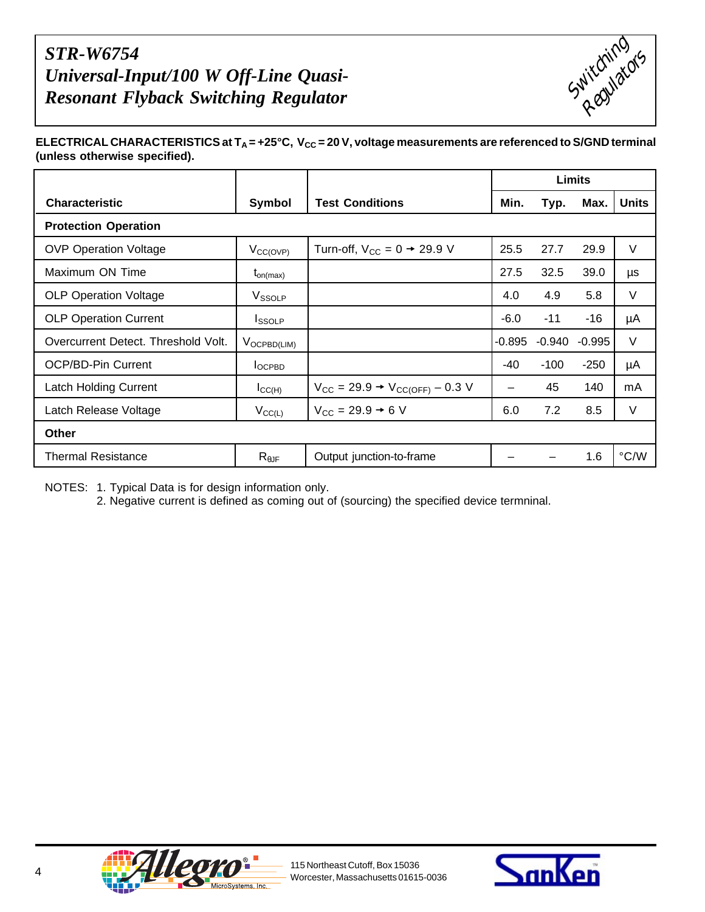**ELECTRICAL CHARACTERISTICS at $T_A$ = +25°C, $V_{CC}$ = 20 V, voltage measurements are referenced to S/GND terminal (unless otherwise specified).**

| Characteristic | Symbol | Test Conditions | Limits | | | |
|---|---|---|---|---|---|---|
| | | | Min. | Typ. | Max. | Units |
| **Protection Operation** | | | | | | |
| OVP Operation Voltage | $V_{CC(OVP)}$ | Turn-off, $V_{CC}$ = 0 → 29.9 V | 25.5 | 27.7 | 29.9 | V |
| Maximum ON Time | $t_{on(max)}$ | | 27.5 | 32.5 | 39.0 | μs |
| OLP Operation Voltage | $V_{SSOLP}$ | | 4.0 | 4.9 | 5.8 | V |
| OLP Operation Current | $I_{SSOLP}$ | | -6.0 | -11 | -16 | μA |
| Overcurrent Detect. Threshold Volt. | $V_{OCPBD(LIM)}$ | | -0.895 | -0.940 | -0.995 | V |
| OCP/BD-Pin Current | $I_{OCPBD}$ | | -40 | -100 | -250 | μA |
| Latch Holding Current | $I_{CC(H)}$ | $V_{CC}$ = 29.9 → $V_{CC(OFF)}$ – 0.3 V | – | 45 | 140 | mA |
| Latch Release Voltage | $V_{CC(L)}$ | $V_{CC}$ = 29.9 → 6 V | 6.0 | 7.2 | 8.5 | V |
| **Other** | | | | | | |
| Thermal Resistance | $R_{\theta JF}$ | Output junction-to-frame | – | – | 1.6 | °C/W |

NOTES: 1. Typical Data is for design information only.
2. Negative current is defined as coming out of (sourcing) the specified device termninal.

115 Northeast Cutoff, Box 15036
Worcester, Massachusetts 01615-0036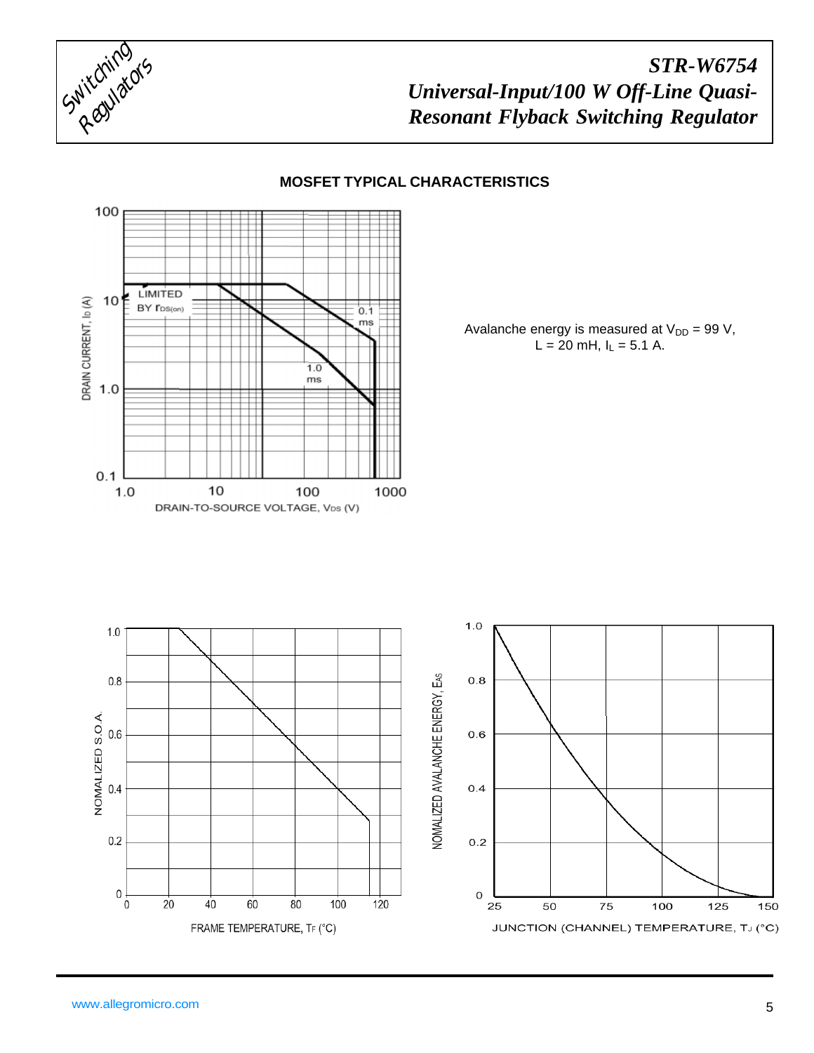## MOSFET TYPICAL CHARACTERISTICS

Avalanche energy is measured at $V_{DD}$ = 99 V, L = 20 mH, $I_L$ = 5.1 A.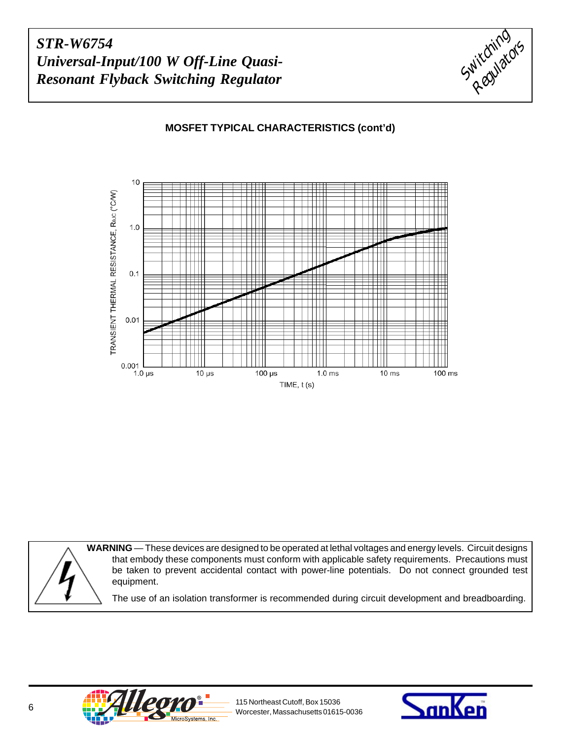## MOSFET TYPICAL CHARACTERISTICS (cont'd)

TRANSIENT THERMAL RESISTANCE, $R_{\theta JC}$ (°C/W)

TIME, t (s)

**WARNING** — These devices are designed to be operated at lethal voltages and energy levels. Circuit designs that embody these components must conform with applicable safety requirements. Precautions must be taken to prevent accidental contact with power-line potentials. Do not connect grounded test equipment.

The use of an isolation transformer is recommended during circuit development and breadboarding.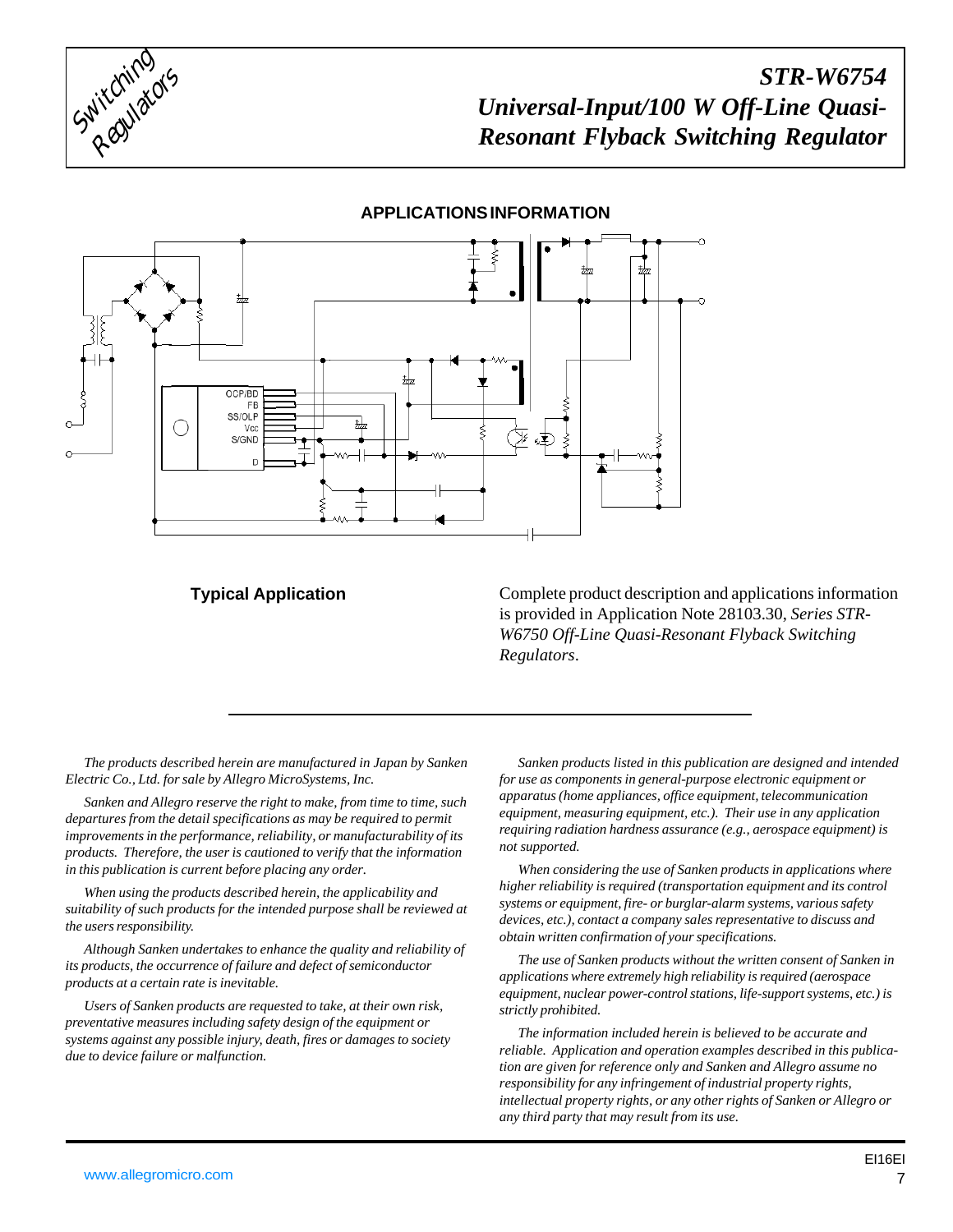## APPLICATIONS INFORMATION

OCP/BD
FB
SS/OLP
Vcc
S/GND
D

### Typical Application

Complete product description and applications information is provided in Application Note 28103.30, *Series STR-W6750 Off-Line Quasi-Resonant Flyback Switching Regulators*.

---

*The products described herein are manufactured in Japan by Sanken Electric Co., Ltd. for sale by Allegro MicroSystems, Inc.*

*Sanken and Allegro reserve the right to make, from time to time, such departures from the detail specifications as may be required to permit improvements in the performance, reliability, or manufacturability of its products. Therefore, the user is cautioned to verify that the information in this publication is current before placing any order.*

*When using the products described herein, the applicability and suitability of such products for the intended purpose shall be reviewed at the users responsibility.*

*Although Sanken undertakes to enhance the quality and reliability of its products, the occurrence of failure and defect of semiconductor products at a certain rate is inevitable.*

*Users of Sanken products are requested to take, at their own risk, preventative measures including safety design of the equipment or systems against any possible injury, death, fires or damages to society due to device failure or malfunction.*

*Sanken products listed in this publication are designed and intended for use as components in general-purpose electronic equipment or apparatus (home appliances, office equipment, telecommunication equipment, measuring equipment, etc.). Their use in any application requiring radiation hardness assurance (e.g., aerospace equipment) is not supported.*

*When considering the use of Sanken products in applications where higher reliability is required (transportation equipment and its control systems or equipment, fire- or burglar-alarm systems, various safety devices, etc.), contact a company sales representative to discuss and obtain written confirmation of your specifications.*

*The use of Sanken products without the written consent of Sanken in applications where extremely high reliability is required (aerospace equipment, nuclear power-control stations, life-support systems, etc.) is strictly prohibited.*

*The information included herein is believed to be accurate and reliable. Application and operation examples described in this publication are given for reference only and Sanken and Allegro assume no responsibility for any infringement of industrial property rights, intellectual property rights, or any other rights of Sanken or Allegro or any third party that may result from its use.*

EI16EI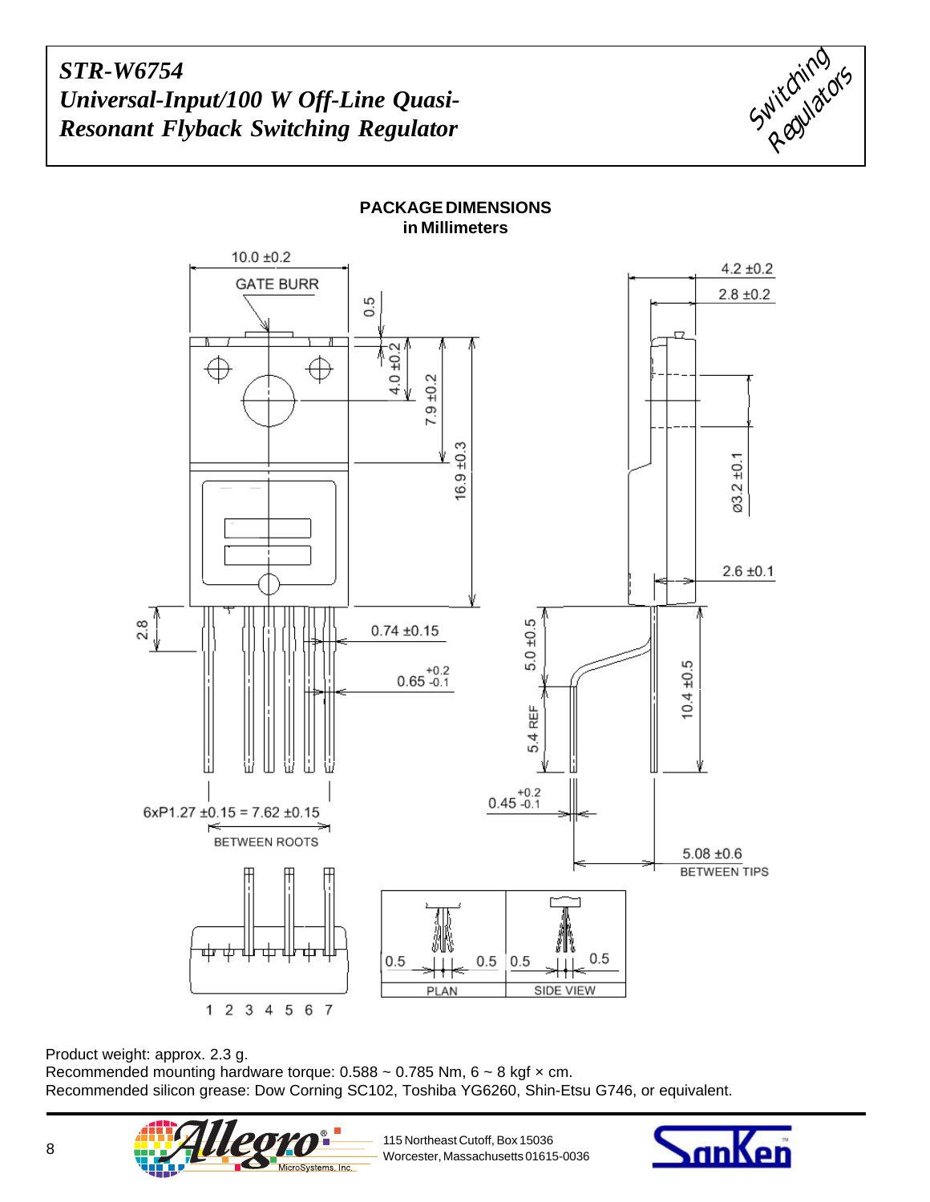## PACKAGE DIMENSIONS in Millimeters

10.0 ±0.2

GATE BURR

0.5

4.0 ±0.2

7.9 ±0.2

16.9 ±0.3

4.2 ±0.2

2.8 ±0.2

ø3.2 ±0.1

2.6 ±0.1

2.8

0.74 ±0.15

0.65 +0.2 -0.1

5.0 ±0.5

5.4 REF

10.4 ±0.5

0.45 +0.2 -0.1

6xP1.27 ±0.15 = 7.62 ±0.15

BETWEEN ROOTS

5.08 ±0.6

BETWEEN TIPS

0.5 0.5 0.5 0.5

PLAN

SIDE VIEW

1 2 3 4 5 6 7

Product weight: approx. 2.3 g.

Recommended mounting hardware torque: 0.588 ~ 0.785 Nm, 6 ~ 8 kgf × cm.

Recommended silicon grease: Dow Corning SC102, Toshiba YG6260, Shin-Etsu G746, or equivalent.

115 Northeast Cutoff, Box 15036
Worcester, Massachusetts 01615-0036